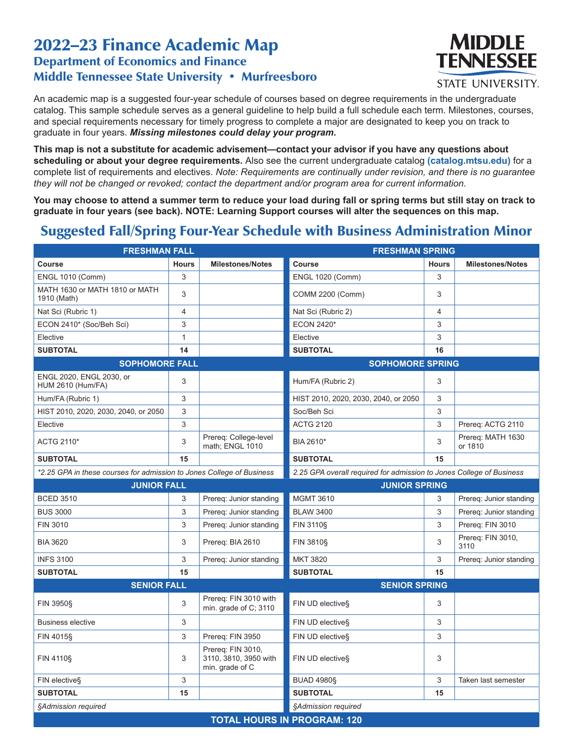# 2022–23 Finance Academic Map

## Department of Economics and Finance

## Middle Tennessee State University • Murfreesboro

An academic map is a suggested four-year schedule of courses based on degree requirements in the undergraduate catalog. This sample schedule serves as a general guideline to help build a full schedule each term. Milestones, courses, and special requirements necessary for timely progress to complete a major are designated to keep you on track to graduate in four years. ***Missing milestones could delay your program.***

**This map is not a substitute for academic advisement—contact your advisor if you have any questions about scheduling or about your degree requirements.** Also see the current undergraduate catalog **(catalog.mtsu.edu)** for a complete list of requirements and electives. *Note: Requirements are continually under revision, and there is no guarantee they will not be changed or revoked; contact the department and/or program area for current information.*

**You may choose to attend a summer term to reduce your load during fall or spring terms but still stay on track to graduate in four years (see back). NOTE: Learning Support courses will alter the sequences on this map.**

## Suggested Fall/Spring Four-Year Schedule with Business Administration Minor

| **FRESHMAN FALL** | | | **FRESHMAN SPRING** | | |
|---|---|---|---|---|---|
| **Course** | **Hours** | **Milestones/Notes** | **Course** | **Hours** | **Milestones/Notes** |
| ENGL 1010 (Comm) | 3 | | ENGL 1020 (Comm) | 3 | |
| MATH 1630 or MATH 1810 or MATH 1910 (Math) | 3 | | COMM 2200 (Comm) | 3 | |
| Nat Sci (Rubric 1) | 4 | | Nat Sci (Rubric 2) | 4 | |
| ECON 2410* (Soc/Beh Sci) | 3 | | ECON 2420* | 3 | |
| Elective | 1 | | Elective | 3 | |
| **SUBTOTAL** | **14** | | **SUBTOTAL** | **16** | |
| **SOPHOMORE FALL** | | | **SOPHOMORE SPRING** | | |
| ENGL 2020, ENGL 2030, or HUM 2610 (Hum/FA) | 3 | | Hum/FA (Rubric 2) | 3 | |
| Hum/FA (Rubric 1) | 3 | | HIST 2010, 2020, 2030, 2040, or 2050 | 3 | |
| HIST 2010, 2020, 2030, 2040, or 2050 | 3 | | Soc/Beh Sci | 3 | |
| Elective | 3 | | ACTG 2120 | 3 | Prereq: ACTG 2110 |
| ACTG 2110* | 3 | Prereq: College-level math; ENGL 1010 | BIA 2610* | 3 | Prereq: MATH 1630 or 1810 |
| **SUBTOTAL** | **15** | | **SUBTOTAL** | **15** | |
| *\*2.25 GPA in these courses for admission to Jones College of Business* | | | *2.25 GPA overall required for admission to Jones College of Business* | | |
| **JUNIOR FALL** | | | **JUNIOR SPRING** | | |
| BCED 3510 | 3 | Prereq: Junior standing | MGMT 3610 | 3 | Prereq: Junior standing |
| BUS 3000 | 3 | Prereq: Junior standing | BLAW 3400 | 3 | Prereq: Junior standing |
| FIN 3010 | 3 | Prereq: Junior standing | FIN 3110§ | 3 | Prereq: FIN 3010 |
| BIA 3620 | 3 | Prereq: BIA 2610 | FIN 3810§ | 3 | Prereq: FIN 3010, 3110 |
| INFS 3100 | 3 | Prereq: Junior standing | MKT 3820 | 3 | Prereq: Junior standing |
| **SUBTOTAL** | **15** | | **SUBTOTAL** | **15** | |
| **SENIOR FALL** | | | **SENIOR SPRING** | | |
| FIN 3950§ | 3 | Prereq: FIN 3010 with min. grade of C; 3110 | FIN UD elective§ | 3 | |
| Business elective | 3 | | FIN UD elective§ | 3 | |
| FIN 4015§ | 3 | Prereq: FIN 3950 | FIN UD elective§ | 3 | |
| FIN 4110§ | 3 | Prereq: FIN 3010, 3110, 3810, 3950 with min. grade of C | FIN UD elective§ | 3 | |
| FIN elective§ | 3 | | BUAD 4980§ | 3 | Taken last semester |
| **SUBTOTAL** | **15** | | **SUBTOTAL** | **15** | |
| *§Admission required* | | | *§Admission required* | | |
| **TOTAL HOURS IN PROGRAM: 120** | | | | | |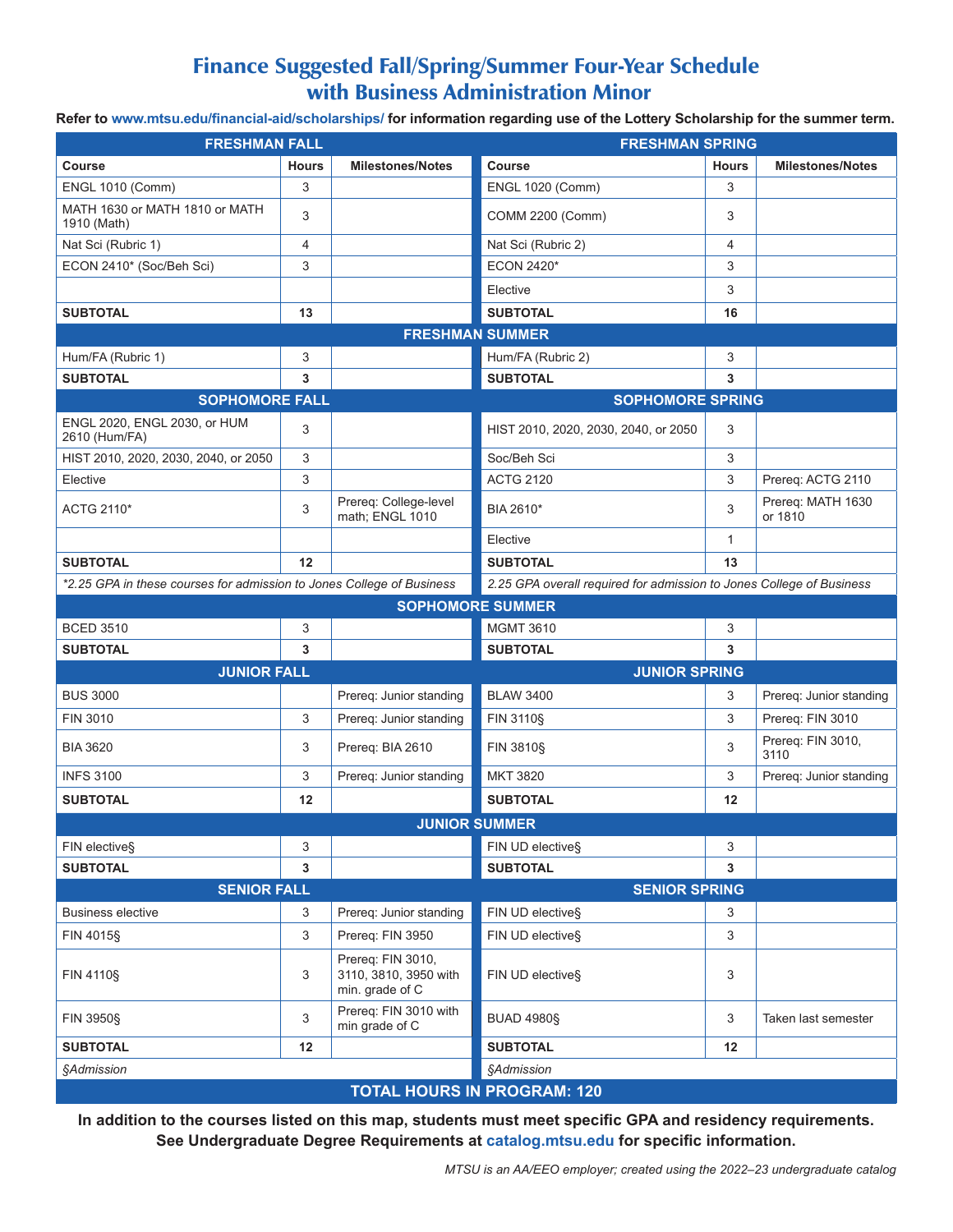# Finance Suggested Fall/Spring/Summer Four-Year Schedule with Business Administration Minor

**Refer to www.mtsu.edu/financial-aid/scholarships/ for information regarding use of the Lottery Scholarship for the summer term.**

| FRESHMAN FALL | | | FRESHMAN SPRING | | |
|---|---|---|---|---|---|
| **Course** | **Hours** | **Milestones/Notes** | **Course** | **Hours** | **Milestones/Notes** |
| ENGL 1010 (Comm) | 3 | | ENGL 1020 (Comm) | 3 | |
| MATH 1630 or MATH 1810 or MATH 1910 (Math) | 3 | | COMM 2200 (Comm) | 3 | |
| Nat Sci (Rubric 1) | 4 | | Nat Sci (Rubric 2) | 4 | |
| ECON 2410* (Soc/Beh Sci) | 3 | | ECON 2420* | 3 | |
| | | | Elective | 3 | |
| **SUBTOTAL** | **13** | | **SUBTOTAL** | **16** | |
| **FRESHMAN SUMMER** | | | | | |
| Hum/FA (Rubric 1) | 3 | | Hum/FA (Rubric 2) | 3 | |
| **SUBTOTAL** | **3** | | **SUBTOTAL** | **3** | |
| **SOPHOMORE FALL** | | | **SOPHOMORE SPRING** | | |
| ENGL 2020, ENGL 2030, or HUM 2610 (Hum/FA) | 3 | | HIST 2010, 2020, 2030, 2040, or 2050 | 3 | |
| HIST 2010, 2020, 2030, 2040, or 2050 | 3 | | Soc/Beh Sci | 3 | |
| Elective | 3 | | ACTG 2120 | 3 | Prereq: ACTG 2110 |
| ACTG 2110* | 3 | Prereq: College-level math; ENGL 1010 | BIA 2610* | 3 | Prereq: MATH 1630 or 1810 |
| | | | Elective | 1 | |
| **SUBTOTAL** | **12** | | **SUBTOTAL** | **13** | |
| *\*2.25 GPA in these courses for admission to Jones College of Business* | | | *2.25 GPA overall required for admission to Jones College of Business* | | |
| **SOPHOMORE SUMMER** | | | | | |
| BCED 3510 | 3 | | MGMT 3610 | 3 | |
| **SUBTOTAL** | **3** | | **SUBTOTAL** | **3** | |
| **JUNIOR FALL** | | | **JUNIOR SPRING** | | |
| BUS 3000 | | Prereq: Junior standing | BLAW 3400 | 3 | Prereq: Junior standing |
| FIN 3010 | 3 | Prereq: Junior standing | FIN 3110§ | 3 | Prereq: FIN 3010 |
| BIA 3620 | 3 | Prereq: BIA 2610 | FIN 3810§ | 3 | Prereq: FIN 3010, 3110 |
| INFS 3100 | 3 | Prereq: Junior standing | MKT 3820 | 3 | Prereq: Junior standing |
| **SUBTOTAL** | **12** | | **SUBTOTAL** | **12** | |
| **JUNIOR SUMMER** | | | | | |
| FIN elective§ | 3 | | FIN UD elective§ | 3 | |
| **SUBTOTAL** | **3** | | **SUBTOTAL** | **3** | |
| **SENIOR FALL** | | | **SENIOR SPRING** | | |
| Business elective | 3 | Prereq: Junior standing | FIN UD elective§ | 3 | |
| FIN 4015§ | 3 | Prereq: FIN 3950 | FIN UD elective§ | 3 | |
| FIN 4110§ | 3 | Prereq: FIN 3010, 3110, 3810, 3950 with min. grade of C | FIN UD elective§ | 3 | |
| FIN 3950§ | 3 | Prereq: FIN 3010 with min grade of C | BUAD 4980§ | 3 | Taken last semester |
| **SUBTOTAL** | **12** | | **SUBTOTAL** | **12** | |
| *§Admission* | | | *§Admission* | | |
| **TOTAL HOURS IN PROGRAM: 120** | | | | | |

**In addition to the courses listed on this map, students must meet specific GPA and residency requirements. See Undergraduate Degree Requirements at catalog.mtsu.edu for specific information.**

*MTSU is an AA/EEO employer; created using the 2022–23 undergraduate catalog*